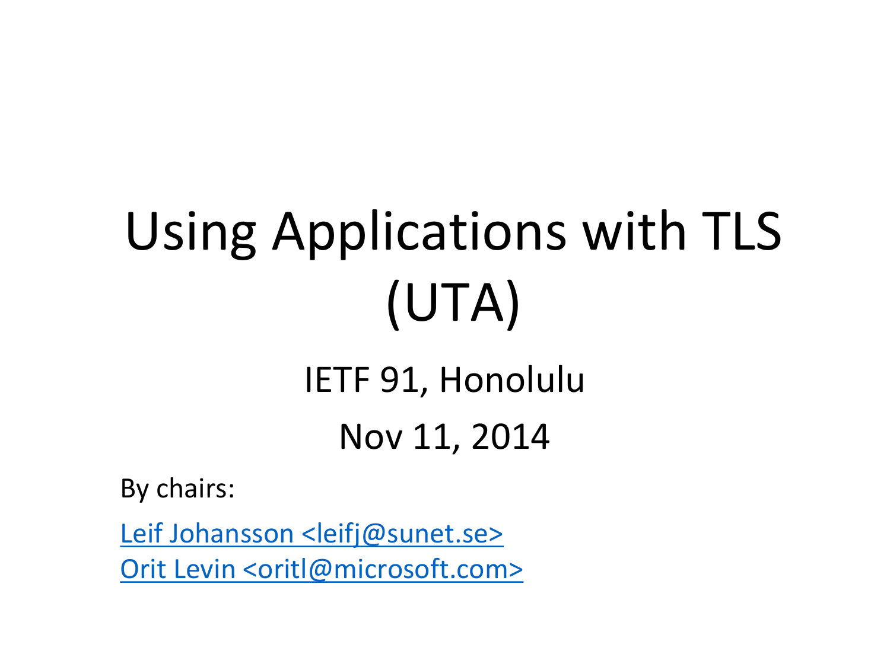# Using Applications with TLS (UTA)

IETF 91, Honolulu

Nov 11, 2014

By chairs:

Leif Johansson <leifj@sunet.se>
Orit Levin <oritl@microsoft.com>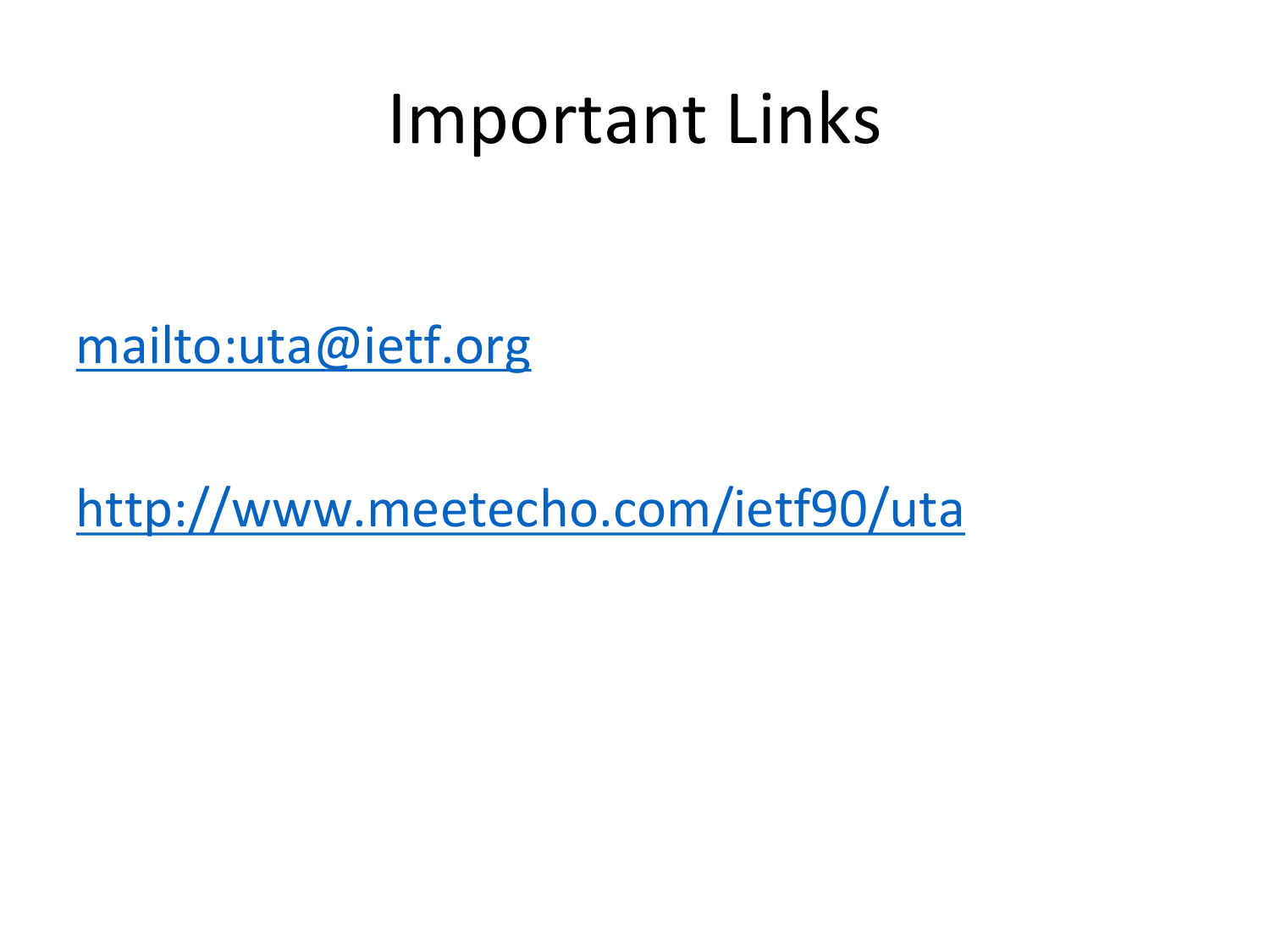# Important Links

mailto:uta@ietf.org

http://www.meetecho.com/ietf90/uta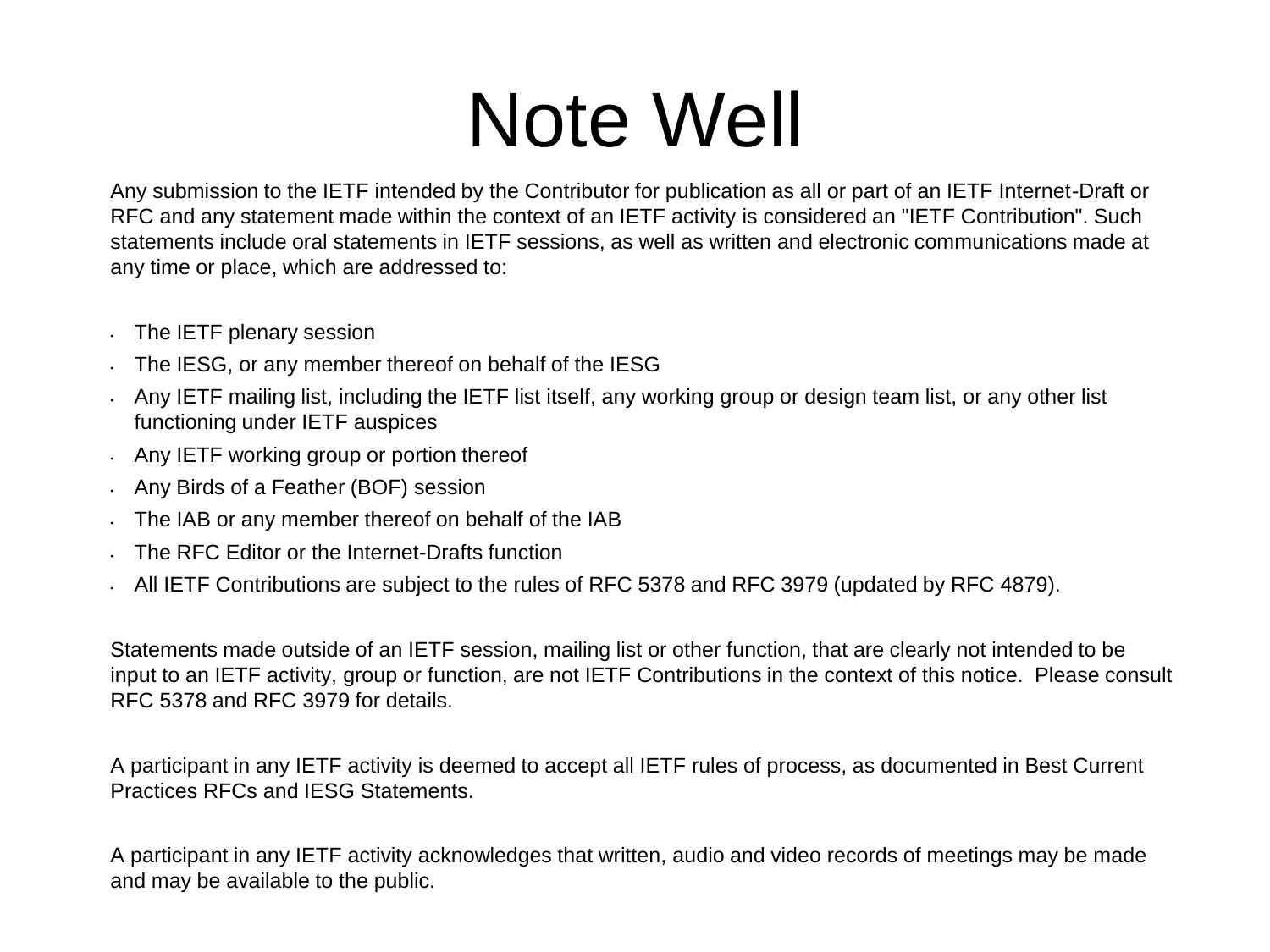# Note Well

Any submission to the IETF intended by the Contributor for publication as all or part of an IETF Internet-Draft or RFC and any statement made within the context of an IETF activity is considered an "IETF Contribution". Such statements include oral statements in IETF sessions, as well as written and electronic communications made at any time or place, which are addressed to:

- The IETF plenary session
- The IESG, or any member thereof on behalf of the IESG
- Any IETF mailing list, including the IETF list itself, any working group or design team list, or any other list functioning under IETF auspices
- Any IETF working group or portion thereof
- Any Birds of a Feather (BOF) session
- The IAB or any member thereof on behalf of the IAB
- The RFC Editor or the Internet-Drafts function
- All IETF Contributions are subject to the rules of RFC 5378 and RFC 3979 (updated by RFC 4879).

Statements made outside of an IETF session, mailing list or other function, that are clearly not intended to be input to an IETF activity, group or function, are not IETF Contributions in the context of this notice. Please consult RFC 5378 and RFC 3979 for details.

A participant in any IETF activity is deemed to accept all IETF rules of process, as documented in Best Current Practices RFCs and IESG Statements.

A participant in any IETF activity acknowledges that written, audio and video records of meetings may be made and may be available to the public.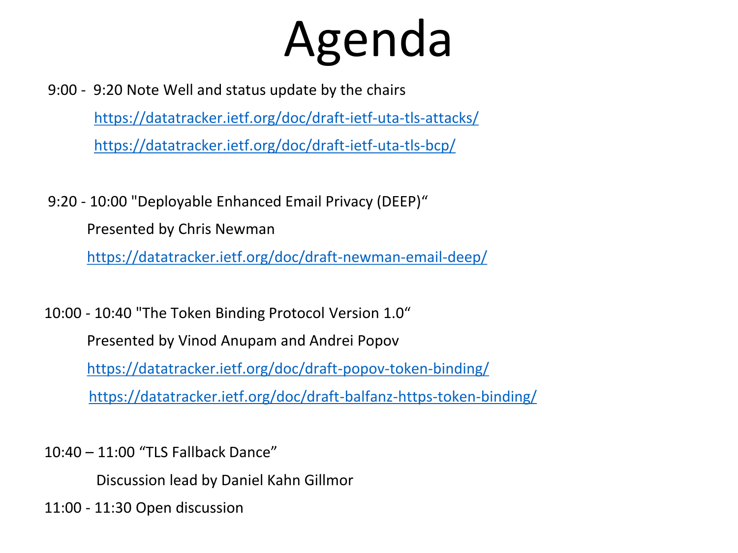# Agenda

9:00 - 9:20 Note Well and status update by the chairs

https://datatracker.ietf.org/doc/draft-ietf-uta-tls-attacks/

https://datatracker.ietf.org/doc/draft-ietf-uta-tls-bcp/

9:20 - 10:00 "Deployable Enhanced Email Privacy (DEEP)"

Presented by Chris Newman

https://datatracker.ietf.org/doc/draft-newman-email-deep/

10:00 - 10:40 "The Token Binding Protocol Version 1.0"

Presented by Vinod Anupam and Andrei Popov

https://datatracker.ietf.org/doc/draft-popov-token-binding/

https://datatracker.ietf.org/doc/draft-balfanz-https-token-binding/

10:40 – 11:00 "TLS Fallback Dance"

Discussion lead by Daniel Kahn Gillmor

11:00 - 11:30 Open discussion